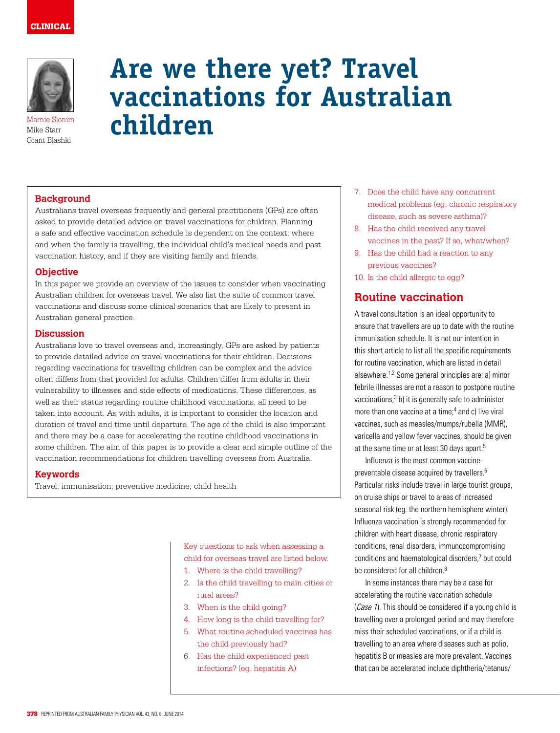CLINICAL

# Are we there yet? Travel vaccinations for Australian children

Marnie Slonim
Mike Starr
Grant Blashki

## Background

Australians travel overseas frequently and general practitioners (GPs) are often asked to provide detailed advice on travel vaccinations for children. Planning a safe and effective vaccination schedule is dependent on the context: where and when the family is travelling, the individual child's medical needs and past vaccination history, and if they are visiting family and friends.

## Objective

In this paper we provide an overview of the issues to consider when vaccinating Australian children for overseas travel. We also list the suite of common travel vaccinations and discuss some clinical scenarios that are likely to present in Australian general practice.

## Discussion

Australians love to travel overseas and, increasingly, GPs are asked by patients to provide detailed advice on travel vaccinations for their children. Decisions regarding vaccinations for travelling children can be complex and the advice often differs from that provided for adults. Children differ from adults in their vulnerability to illnesses and side effects of medications. These differences, as well as their status regarding routine childhood vaccinations, all need to be taken into account. As with adults, it is important to consider the location and duration of travel and time until departure. The age of the child is also important and there may be a case for accelerating the routine childhood vaccinations in some children. The aim of this paper is to provide a clear and simple outline of the vaccination recommendations for children travelling overseas from Australia.

## Keywords

Travel; immunisation; preventive medicine; child health

Key questions to ask when assessing a child for overseas travel are listed below.

1. Where is the child travelling?
2. Is the child travelling to main cities or rural areas?
3. When is the child going?
4. How long is the child travelling for?
5. What routine scheduled vaccines has the child previously had?
6. Has the child experienced past infections? (eg. hepatitis A)
7. Does the child have any concurrent medical problems (eg. chronic respiratory disease, such as severe asthma)?
8. Has the child received any travel vaccines in the past? If so, what/when?
9. Has the child had a reaction to any previous vaccines?
10. Is the child allergic to egg?

## Routine vaccination

A travel consultation is an ideal opportunity to ensure that travellers are up to date with the routine immunisation schedule. It is not our intention in this short article to list all the specific requirements for routine vaccination, which are listed in detail elsewhere.[1,2] Some general principles are: a) minor febrile illnesses are not a reason to postpone routine vaccinations;[3] b) it is generally safe to administer more than one vaccine at a time;[4] and c) live viral vaccines, such as measles/mumps/rubella (MMR), varicella and yellow fever vaccines, should be given at the same time or at least 30 days apart.[5]

Influenza is the most common vaccine-preventable disease acquired by travellers.[6] Particular risks include travel in large tourist groups, on cruise ships or travel to areas of increased seasonal risk (eg. the northern hemisphere winter). Influenza vaccination is strongly recommended for children with heart disease, chronic respiratory conditions, renal disorders, immunocompromising conditions and haematological disorders,[7] but could be considered for all children.[8]

In some instances there may be a case for accelerating the routine vaccination schedule (*Case 1*). This should be considered if a young child is travelling over a prolonged period and may therefore miss their scheduled vaccinations, or if a child is travelling to an area where diseases such as polio, hepatitis B or measles are more prevalent. Vaccines that can be accelerated include diphtheria/tetanus/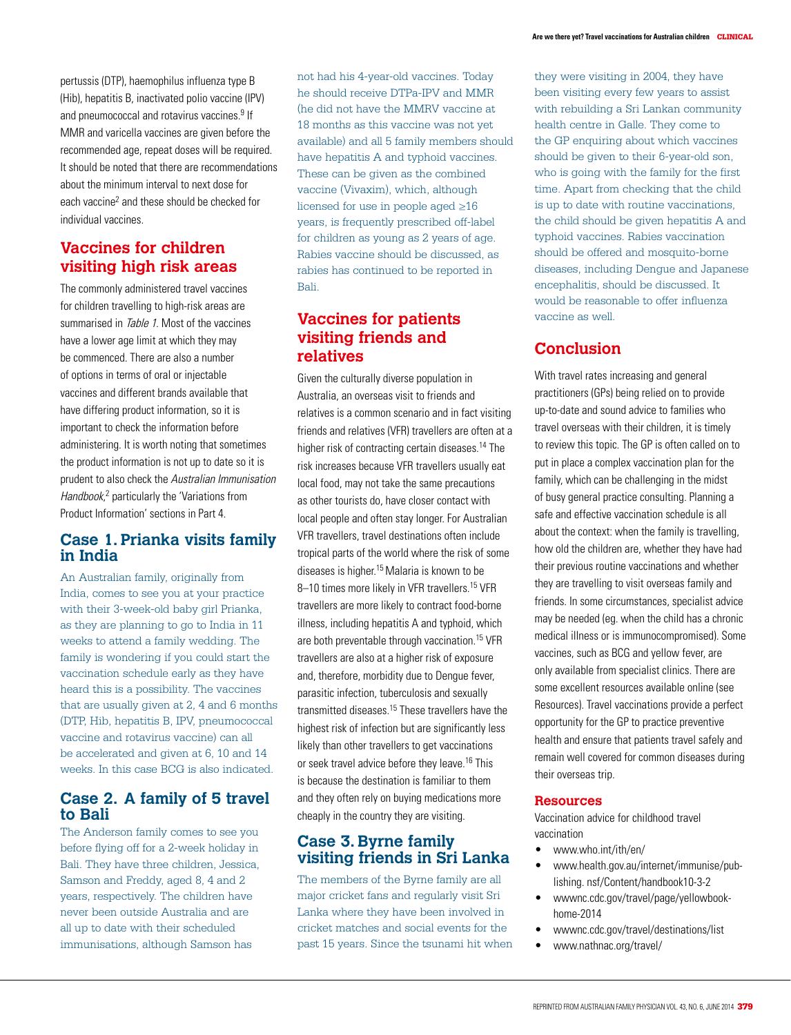pertussis (DTP), haemophilus influenza type B (Hib), hepatitis B, inactivated polio vaccine (IPV) and pneumococcal and rotavirus vaccines.[9] If MMR and varicella vaccines are given before the recommended age, repeat doses will be required. It should be noted that there are recommendations about the minimum interval to next dose for each vaccine[2] and these should be checked for individual vaccines.

## Vaccines for children visiting high risk areas

The commonly administered travel vaccines for children travelling to high-risk areas are summarised in *Table 1*. Most of the vaccines have a lower age limit at which they may be commenced. There are also a number of options in terms of oral or injectable vaccines and different brands available that have differing product information, so it is important to check the information before administering. It is worth noting that sometimes the product information is not up to date so it is prudent to also check the *Australian Immunisation Handbook*,[2] particularly the 'Variations from Product Information' sections in Part 4.

## Case 1. Prianka visits family in India

An Australian family, originally from India, comes to see you at your practice with their 3-week-old baby girl Prianka, as they are planning to go to India in 11 weeks to attend a family wedding. The family is wondering if you could start the vaccination schedule early as they have heard this is a possibility. The vaccines that are usually given at 2, 4 and 6 months (DTP, Hib, hepatitis B, IPV, pneumococcal vaccine and rotavirus vaccine) can all be accelerated and given at 6, 10 and 14 weeks. In this case BCG is also indicated.

## Case 2. A family of 5 travel to Bali

The Anderson family comes to see you before flying off for a 2-week holiday in Bali. They have three children, Jessica, Samson and Freddy, aged 8, 4 and 2 years, respectively. The children have never been outside Australia and are all up to date with their scheduled immunisations, although Samson has not had his 4-year-old vaccines. Today he should receive DTPa-IPV and MMR (he did not have the MMRV vaccine at 18 months as this vaccine was not yet available) and all 5 family members should have hepatitis A and typhoid vaccines. These can be given as the combined vaccine (Vivaxim), which, although licensed for use in people aged ≥16 years, is frequently prescribed off-label for children as young as 2 years of age. Rabies vaccine should be discussed, as rabies has continued to be reported in Bali.

## Vaccines for patients visiting friends and relatives

Given the culturally diverse population in Australia, an overseas visit to friends and relatives is a common scenario and in fact visiting friends and relatives (VFR) travellers are often at a higher risk of contracting certain diseases.[14] The risk increases because VFR travellers usually eat local food, may not take the same precautions as other tourists do, have closer contact with local people and often stay longer. For Australian VFR travellers, travel destinations often include tropical parts of the world where the risk of some diseases is higher.[15] Malaria is known to be 8–10 times more likely in VFR travellers.[15] VFR travellers are more likely to contract food-borne illness, including hepatitis A and typhoid, which are both preventable through vaccination.[15] VFR travellers are also at a higher risk of exposure and, therefore, morbidity due to Dengue fever, parasitic infection, tuberculosis and sexually transmitted diseases.[15] These travellers have the highest risk of infection but are significantly less likely than other travellers to get vaccinations or seek travel advice before they leave.[16] This is because the destination is familiar to them and they often rely on buying medications more cheaply in the country they are visiting.

## Case 3. Byrne family visiting friends in Sri Lanka

The members of the Byrne family are all major cricket fans and regularly visit Sri Lanka where they have been involved in cricket matches and social events for the past 15 years. Since the tsunami hit when they were visiting in 2004, they have been visiting every few years to assist with rebuilding a Sri Lankan community health centre in Galle. They come to the GP enquiring about which vaccines should be given to their 6-year-old son, who is going with the family for the first time. Apart from checking that the child is up to date with routine vaccinations, the child should be given hepatitis A and typhoid vaccines. Rabies vaccination should be offered and mosquito-borne diseases, including Dengue and Japanese encephalitis, should be discussed. It would be reasonable to offer influenza vaccine as well.

## Conclusion

With travel rates increasing and general practitioners (GPs) being relied on to provide up-to-date and sound advice to families who travel overseas with their children, it is timely to review this topic. The GP is often called on to put in place a complex vaccination plan for the family, which can be challenging in the midst of busy general practice consulting. Planning a safe and effective vaccination schedule is all about the context: when the family is travelling, how old the children are, whether they have had their previous routine vaccinations and whether they are travelling to visit overseas family and friends. In some circumstances, specialist advice may be needed (eg. when the child has a chronic medical illness or is immunocompromised). Some vaccines, such as BCG and yellow fever, are only available from specialist clinics. There are some excellent resources available online (see Resources). Travel vaccinations provide a perfect opportunity for the GP to practice preventive health and ensure that patients travel safely and remain well covered for common diseases during their overseas trip.

### Resources

Vaccination advice for childhood travel vaccination

- www.who.int/ith/en/
- www.health.gov.au/internet/immunise/publishing. nsf/Content/handbook10-3-2
- wwwnc.cdc.gov/travel/page/yellowbook-home-2014
- wwwnc.cdc.gov/travel/destinations/list
- www.nathnac.org/travel/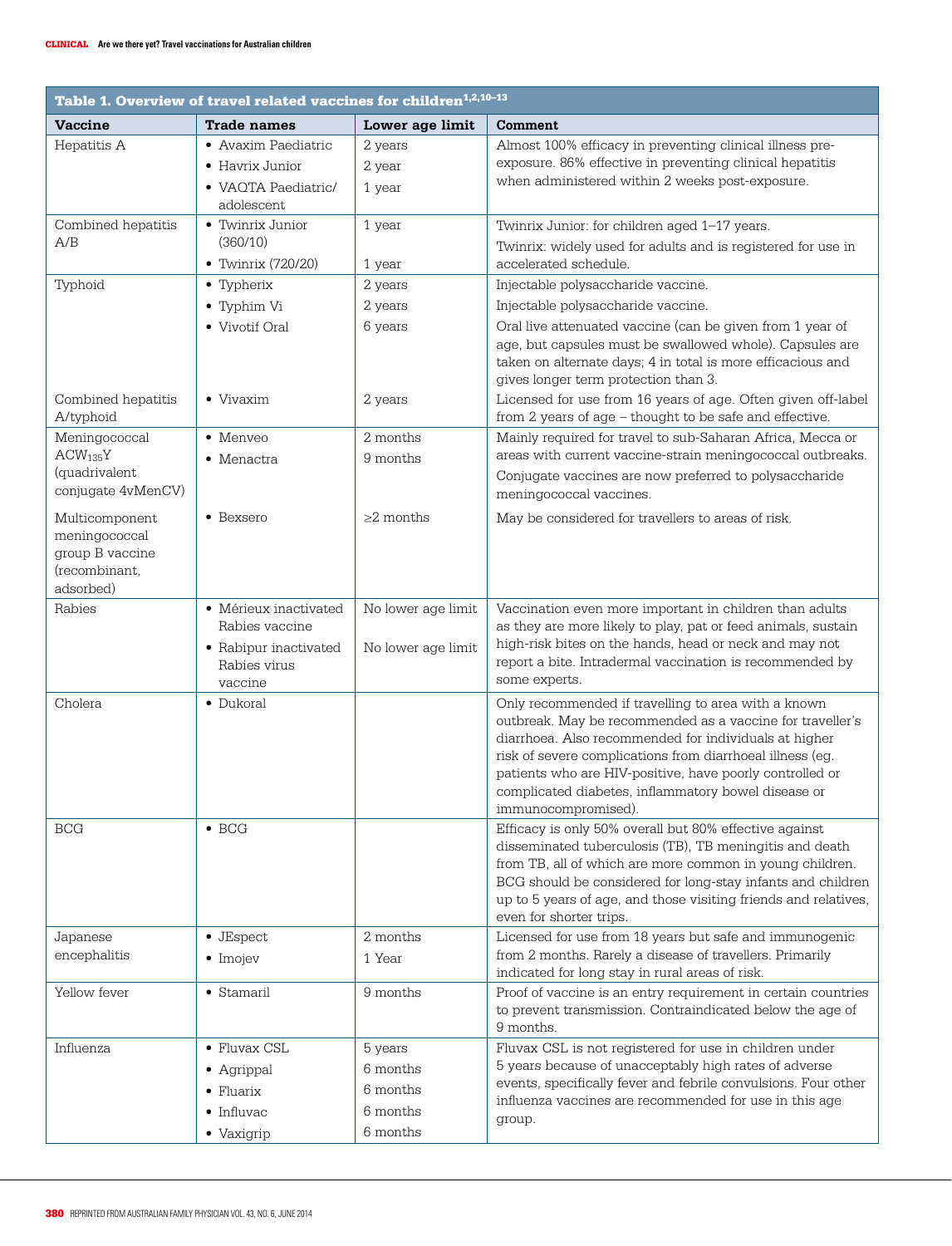**Table 1. Overview of travel related vaccines for children[1,2,10–13]**

| Vaccine | Trade names | Lower age limit | Comment |
|---|---|---|---|
| Hepatitis A | • Avaxim Paediatric<br>• Havrix Junior<br>• VAQTA Paediatric/adolescent | 2 years<br>2 year<br>1 year | Almost 100% efficacy in preventing clinical illness pre-exposure. 86% effective in preventing clinical hepatitis when administered within 2 weeks post-exposure. |
| Combined hepatitis A/B | • Twinrix Junior (360/10)<br>• Twinrix (720/20) | 1 year<br>1 year | Twinrix Junior: for children aged 1–17 years.<br>Twinrix: widely used for adults and is registered for use in accelerated schedule. |
| Typhoid | • Typherix<br>• Typhim Vi<br>• Vivotif Oral | 2 years<br>2 years<br>6 years | Injectable polysaccharide vaccine.<br>Injectable polysaccharide vaccine.<br>Oral live attenuated vaccine (can be given from 1 year of age, but capsules must be swallowed whole). Capsules are taken on alternate days; 4 in total is more efficacious and gives longer term protection than 3. |
| Combined hepatitis A/typhoid | • Vivaxim | 2 years | Licensed for use from 16 years of age. Often given off-label from 2 years of age – thought to be safe and effective. |
| Meningococcal $ACW_{135}Y$ (quadrivalent conjugate 4vMenCV) | • Menveo<br>• Menactra | 2 months<br>9 months | Mainly required for travel to sub-Saharan Africa, Mecca or areas with current vaccine-strain meningococcal outbreaks.<br>Conjugate vaccines are now preferred to polysaccharide meningococcal vaccines. |
| Multicomponent meningococcal group B vaccine (recombinant, adsorbed) | • Bexsero | ≥2 months | May be considered for travellers to areas of risk. |
| Rabies | • Mérieux inactivated Rabies vaccine<br>• Rabipur inactivated Rabies virus vaccine | No lower age limit<br>No lower age limit | Vaccination even more important in children than adults as they are more likely to play, pat or feed animals, sustain high-risk bites on the hands, head or neck and may not report a bite. Intradermal vaccination is recommended by some experts. |
| Cholera | • Dukoral | | Only recommended if travelling to area with a known outbreak. May be recommended as a vaccine for traveller's diarrhoea. Also recommended for individuals at higher risk of severe complications from diarrhoeal illness (eg. patients who are HIV-positive, have poorly controlled or complicated diabetes, inflammatory bowel disease or immunocompromised). |
| BCG | • BCG | | Efficacy is only 50% overall but 80% effective against disseminated tuberculosis (TB), TB meningitis and death from TB, all of which are more common in young children. BCG should be considered for long-stay infants and children up to 5 years of age, and those visiting friends and relatives, even for shorter trips. |
| Japanese encephalitis | • JEspect<br>• Imojev | 2 months<br>1 Year | Licensed for use from 18 years but safe and immunogenic from 2 months. Rarely a disease of travellers. Primarily indicated for long stay in rural areas of risk. |
| Yellow fever | • Stamaril | 9 months | Proof of vaccine is an entry requirement in certain countries to prevent transmission. Contraindicated below the age of 9 months. |
| Influenza | • Fluvax CSL<br>• Agrippal<br>• Fluarix<br>• Influvac<br>• Vaxigrip | 5 years<br>6 months<br>6 months<br>6 months<br>6 months | Fluvax CSL is not registered for use in children under 5 years because of unacceptably high rates of adverse events, specifically fever and febrile convulsions. Four other influenza vaccines are recommended for use in this age group. |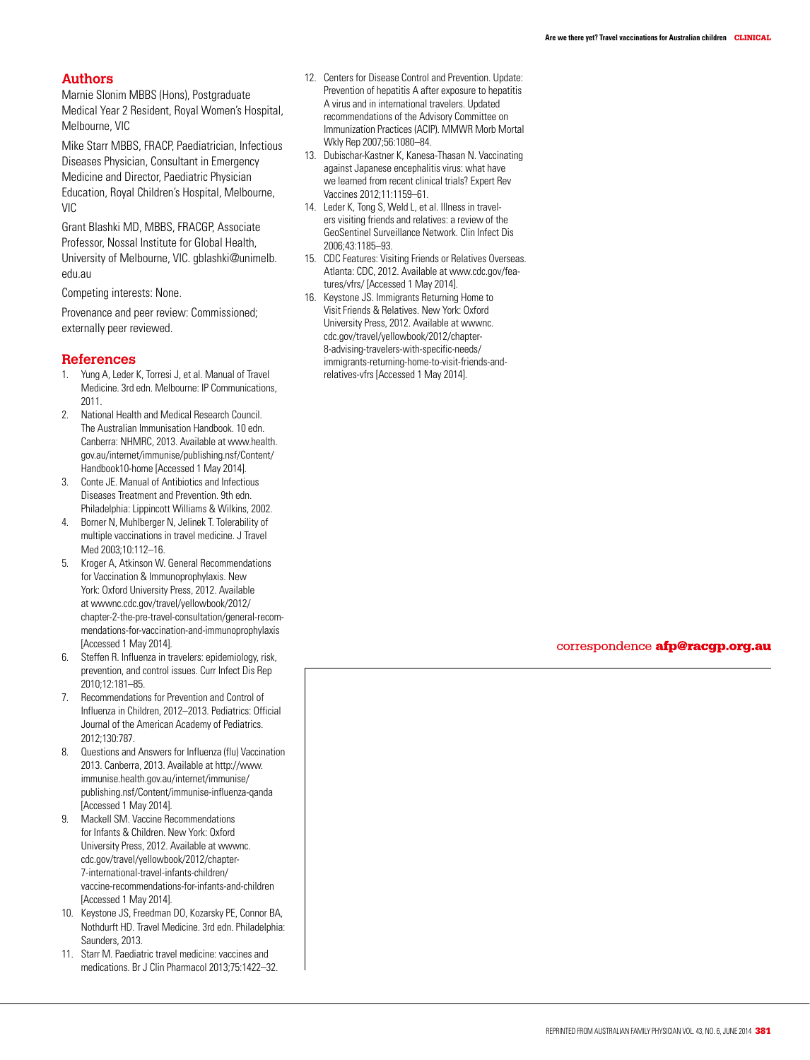## Authors

Marnie Slonim MBBS (Hons), Postgraduate Medical Year 2 Resident, Royal Women's Hospital, Melbourne, VIC

Mike Starr MBBS, FRACP, Paediatrician, Infectious Diseases Physician, Consultant in Emergency Medicine and Director, Paediatric Physician Education, Royal Children's Hospital, Melbourne, VIC

Grant Blashki MD, MBBS, FRACGP, Associate Professor, Nossal Institute for Global Health, University of Melbourne, VIC. gblashki@unimelb.edu.au

Competing interests: None.

Provenance and peer review: Commissioned; externally peer reviewed.

## References

1. Yung A, Leder K, Torresi J, et al. Manual of Travel Medicine. 3rd edn. Melbourne: IP Communications, 2011.
2. National Health and Medical Research Council. The Australian Immunisation Handbook. 10 edn. Canberra: NHMRC, 2013. Available at www.health.gov.au/internet/immunise/publishing.nsf/Content/Handbook10-home [Accessed 1 May 2014].
3. Conte JE. Manual of Antibiotics and Infectious Diseases Treatment and Prevention. 9th edn. Philadelphia: Lippincott Williams & Wilkins, 2002.
4. Borner N, Muhlberger N, Jelinek T. Tolerability of multiple vaccinations in travel medicine. J Travel Med 2003;10:112–16.
5. Kroger A, Atkinson W. General Recommendations for Vaccination & Immunoprophylaxis. New York: Oxford University Press, 2012. Available at wwwnc.cdc.gov/travel/yellowbook/2012/chapter-2-the-pre-travel-consultation/general-recommendations-for-vaccination-and-immunoprophylaxis [Accessed 1 May 2014].
6. Steffen R. Influenza in travelers: epidemiology, risk, prevention, and control issues. Curr Infect Dis Rep 2010;12:181–85.
7. Recommendations for Prevention and Control of Influenza in Children, 2012–2013. Pediatrics: Official Journal of the American Academy of Pediatrics. 2012;130:787.
8. Questions and Answers for Influenza (flu) Vaccination 2013. Canberra, 2013. Available at http://www.immunise.health.gov.au/internet/immunise/publishing.nsf/Content/immunise-influenza-qanda [Accessed 1 May 2014].
9. Mackell SM. Vaccine Recommendations for Infants & Children. New York: Oxford University Press, 2012. Available at wwwnc.cdc.gov/travel/yellowbook/2012/chapter-7-international-travel-infants-children/vaccine-recommendations-for-infants-and-children [Accessed 1 May 2014].
10. Keystone JS, Freedman DO, Kozarsky PE, Connor BA, Nothdurft HD. Travel Medicine. 3rd edn. Philadelphia: Saunders, 2013.
11. Starr M. Paediatric travel medicine: vaccines and medications. Br J Clin Pharmacol 2013;75:1422–32.
12. Centers for Disease Control and Prevention. Update: Prevention of hepatitis A after exposure to hepatitis A virus and in international travelers. Updated recommendations of the Advisory Committee on Immunization Practices (ACIP). MMWR Morb Mortal Wkly Rep 2007;56:1080–84.
13. Dubischar-Kastner K, Kanesa-Thasan N. Vaccinating against Japanese encephalitis virus: what have we learned from recent clinical trials? Expert Rev Vaccines 2012;11:1159–61.
14. Leder K, Tong S, Weld L, et al. Illness in travelers visiting friends and relatives: a review of the GeoSentinel Surveillance Network. Clin Infect Dis 2006;43:1185–93.
15. CDC Features: Visiting Friends or Relatives Overseas. Atlanta: CDC, 2012. Available at www.cdc.gov/features/vfrs/ [Accessed 1 May 2014].
16. Keystone JS. Immigrants Returning Home to Visit Friends & Relatives. New York: Oxford University Press, 2012. Available at wwwnc.cdc.gov/travel/yellowbook/2012/chapter-8-advising-travelers-with-specific-needs/immigrants-returning-home-to-visit-friends-and-relatives-vfrs [Accessed 1 May 2014].

correspondence **afp@racgp.org.au**